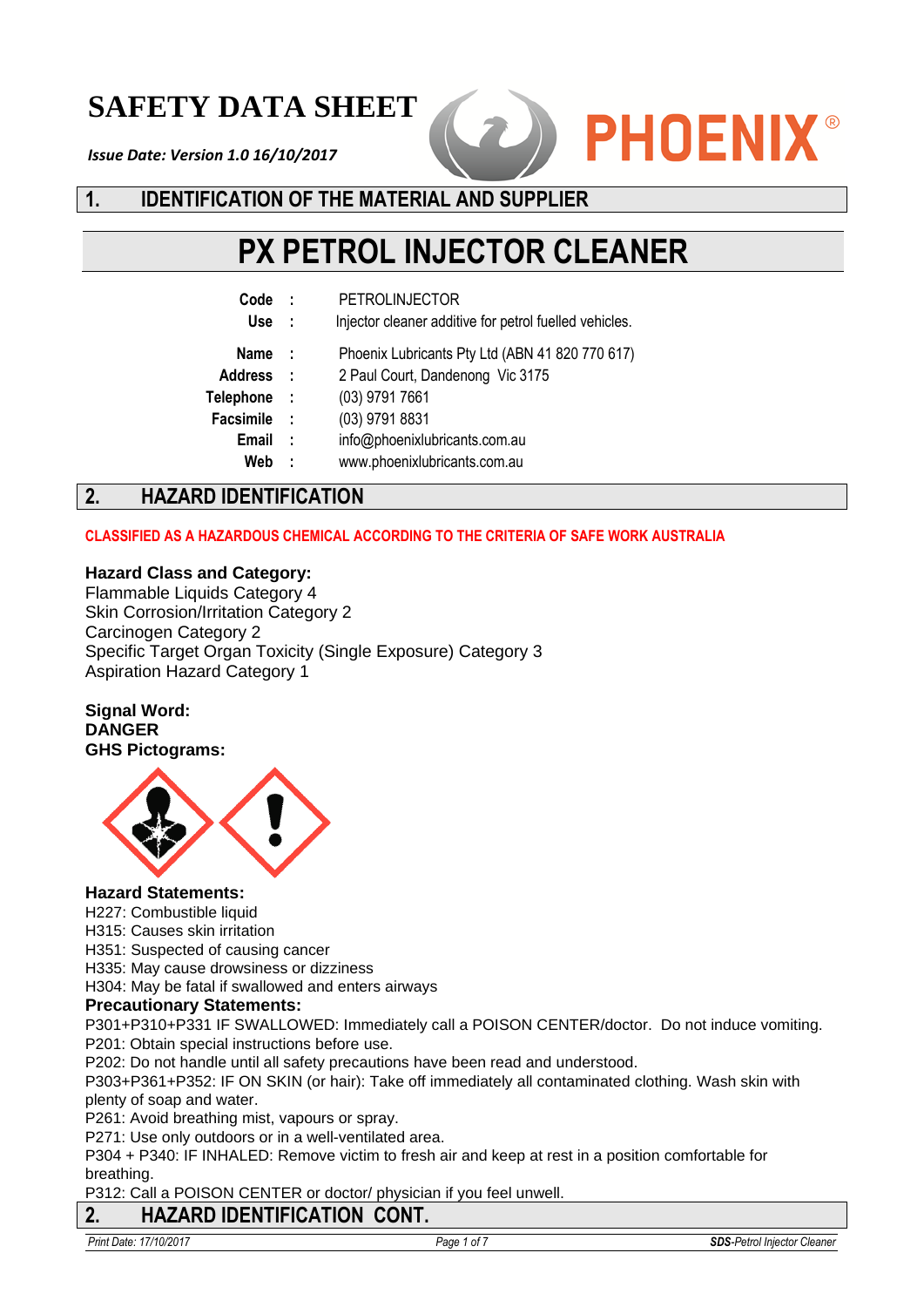# SAFETY DATA SHEET

*Issue Date: Version 1.0 16/10/2017*

PHOENIX®

## 1. IDENTIFICATION OF THE MATERIAL AND SUPPLIER

# PX PETROL INJECTOR CLEANER

| | | |
|---|---|---|
| **Code** | : | PETROLINJECTOR |
| **Use** | : | Injector cleaner additive for petrol fuelled vehicles. |
| **Name** | : | Phoenix Lubricants Pty Ltd (ABN 41 820 770 617) |
| **Address** | : | 2 Paul Court, Dandenong Vic 3175 |
| **Telephone** | : | (03) 9791 7661 |
| **Facsimile** | : | (03) 9791 8831 |
| **Email** | : | info@phoenixlubricants.com.au |
| **Web** | : | www.phoenixlubricants.com.au |

## 2. HAZARD IDENTIFICATION

**CLASSIFIED AS A HAZARDOUS CHEMICAL ACCORDING TO THE CRITERIA OF SAFE WORK AUSTRALIA**

**Hazard Class and Category:**
Flammable Liquids Category 4
Skin Corrosion/Irritation Category 2
Carcinogen Category 2
Specific Target Organ Toxicity (Single Exposure) Category 3
Aspiration Hazard Category 1

**Signal Word:**
**DANGER**
**GHS Pictograms:**

**Hazard Statements:**
H227: Combustible liquid
H315: Causes skin irritation
H351: Suspected of causing cancer
H335: May cause drowsiness or dizziness
H304: May be fatal if swallowed and enters airways

**Precautionary Statements:**
P301+P310+P331 IF SWALLOWED: Immediately call a POISON CENTER/doctor. Do not induce vomiting.
P201: Obtain special instructions before use.
P202: Do not handle until all safety precautions have been read and understood.
P303+P361+P352: IF ON SKIN (or hair): Take off immediately all contaminated clothing. Wash skin with plenty of soap and water.
P261: Avoid breathing mist, vapours or spray.
P271: Use only outdoors or in a well-ventilated area.
P304 + P340: IF INHALED: Remove victim to fresh air and keep at rest in a position comfortable for breathing.
P312: Call a POISON CENTER or doctor/ physician if you feel unwell.

## 2. HAZARD IDENTIFICATION CONT.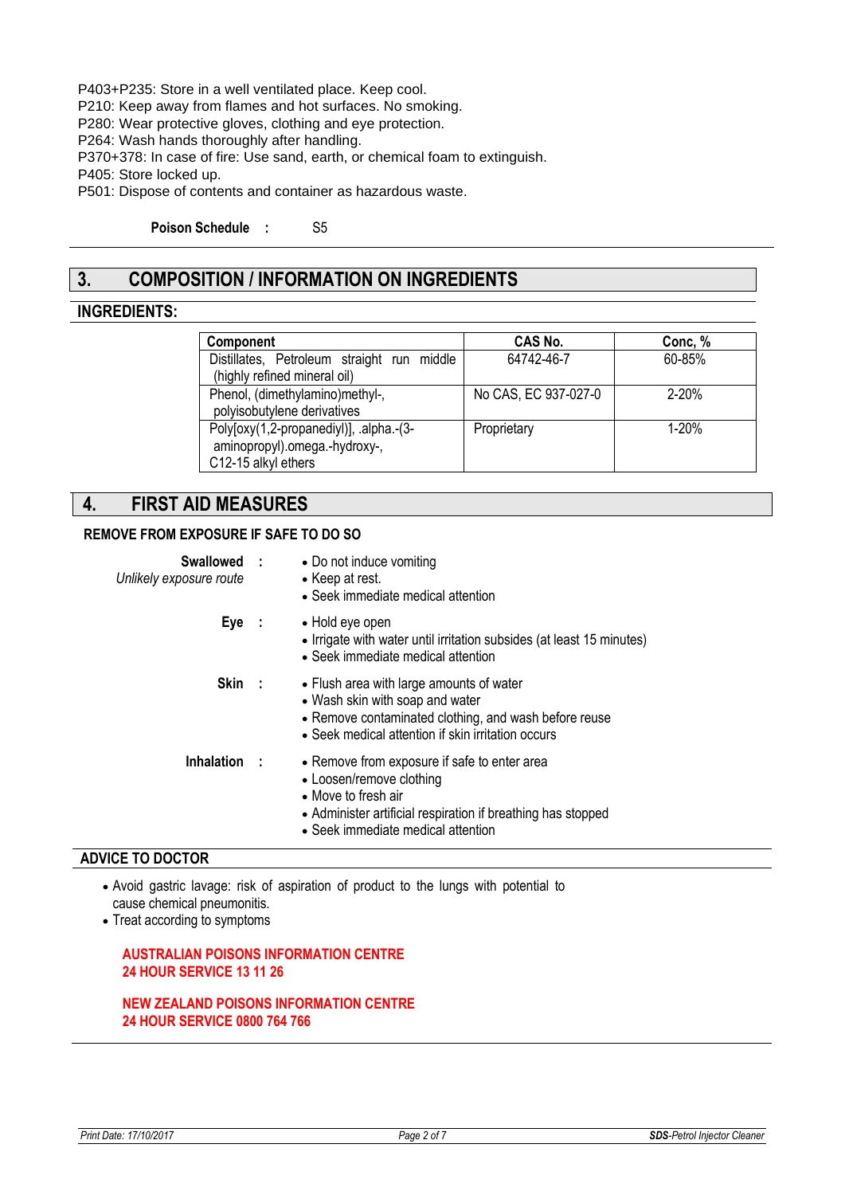P403+P235: Store in a well ventilated place. Keep cool.
P210: Keep away from flames and hot surfaces. No smoking.
P280: Wear protective gloves, clothing and eye protection.
P264: Wash hands thoroughly after handling.
P370+378: In case of fire: Use sand, earth, or chemical foam to extinguish.
P405: Store locked up.
P501: Dispose of contents and container as hazardous waste.

**Poison Schedule :** S5

## 3. COMPOSITION / INFORMATION ON INGREDIENTS

### INGREDIENTS:

| Component | CAS No. | Conc, % |
|---|---|---|
| Distillates, Petroleum straight run middle (highly refined mineral oil) | 64742-46-7 | 60-85% |
| Phenol, (dimethylamino)methyl-, polyisobutylene derivatives | No CAS, EC 937-027-0 | 2-20% |
| Poly[oxy(1,2-propanediyl)], .alpha.-(3-aminopropyl).omega.-hydroxy-, C12-15 alkyl ethers | Proprietary | 1-20% |

## 4. FIRST AID MEASURES

### REMOVE FROM EXPOSURE IF SAFE TO DO SO

**Swallowed :** *Unlikely exposure route*
- Do not induce vomiting
- Keep at rest.
- Seek immediate medical attention

**Eye :**
- Hold eye open
- Irrigate with water until irritation subsides (at least 15 minutes)
- Seek immediate medical attention

**Skin :**
- Flush area with large amounts of water
- Wash skin with soap and water
- Remove contaminated clothing, and wash before reuse
- Seek medical attention if skin irritation occurs

**Inhalation :**
- Remove from exposure if safe to enter area
- Loosen/remove clothing
- Move to fresh air
- Administer artificial respiration if breathing has stopped
- Seek immediate medical attention

### ADVICE TO DOCTOR

- Avoid gastric lavage: risk of aspiration of product to the lungs with potential to cause chemical pneumonitis.
- Treat according to symptoms

**AUSTRALIAN POISONS INFORMATION CENTRE**
**24 HOUR SERVICE 13 11 26**

**NEW ZEALAND POISONS INFORMATION CENTRE**
**24 HOUR SERVICE 0800 764 766**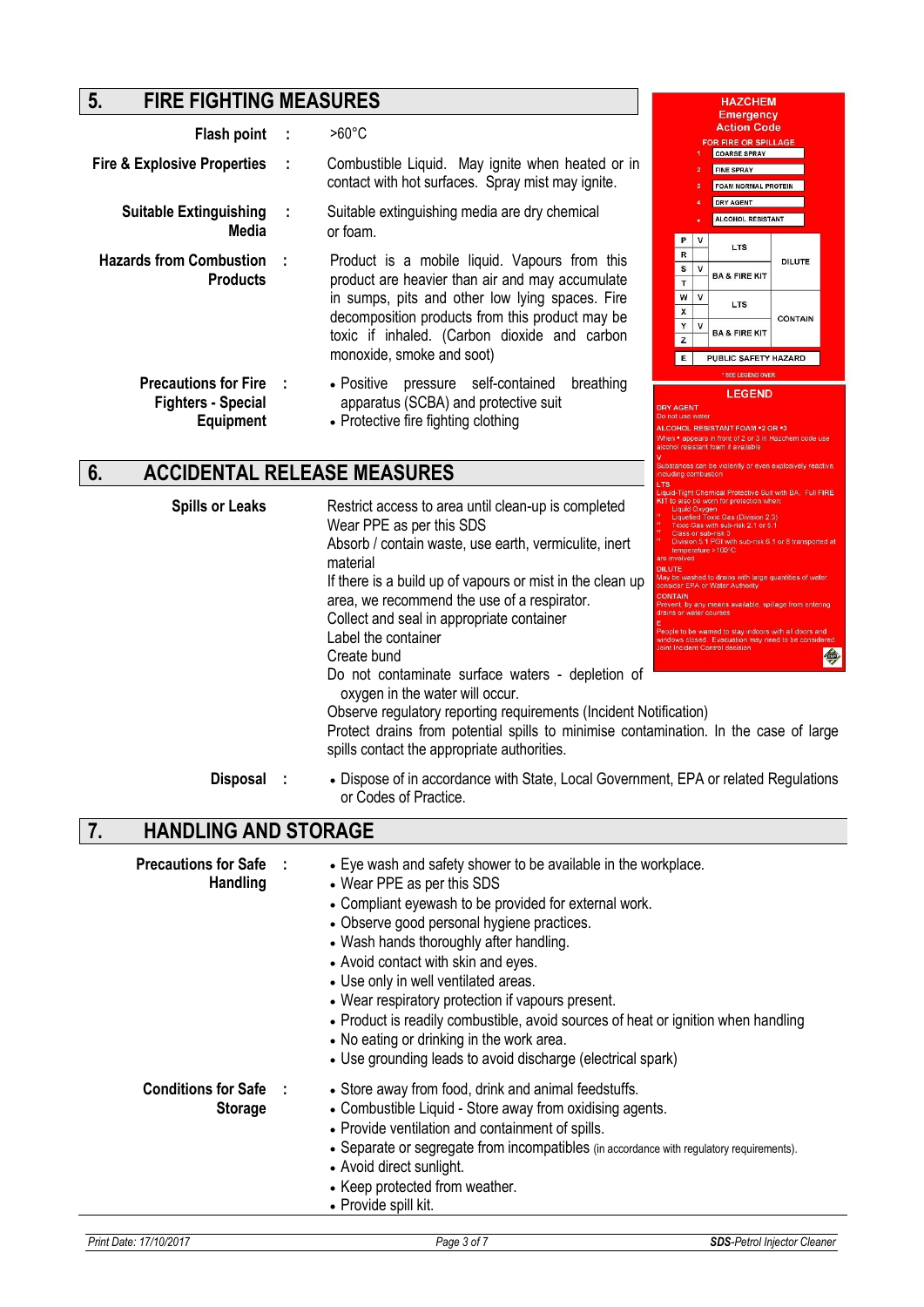## 5. FIRE FIGHTING MEASURES

**Flash point** : >60°C

**Fire & Explosive Properties** : Combustible Liquid. May ignite when heated or in contact with hot surfaces. Spray mist may ignite.

**Suitable Extinguishing Media** : Suitable extinguishing media are dry chemical or foam.

**Hazards from Combustion Products** : Product is a mobile liquid. Vapours from this product are heavier than air and may accumulate in sumps, pits and other low lying spaces. Fire decomposition products from this product may be toxic if inhaled. (Carbon dioxide and carbon monoxide, smoke and soot)

**Precautions for Fire Fighters - Special Equipment** :
- Positive pressure self-contained breathing apparatus (SCBA) and protective suit
- Protective fire fighting clothing

**HAZCHEM Emergency Action Code**

FOR FIRE OR SPILLAGE

| | |
|---|---|
| 1 | COARSE SPRAY |
| 2 | FINE SPRAY |
| 3 | FOAM NORMAL PROTEIN |
| 4 | DRY AGENT |
| • | ALCOHOL RESISTANT |

| | | | |
|---|---|---|---|
| P | V | LTS | DILUTE |
| R | | | |
| S | V | BA & FIRE KIT | |
| T | | | |
| W | V | LTS | CONTAIN |
| X | | | |
| Y | V | BA & FIRE KIT | |
| Z | | | |
| E | PUBLIC SAFETY HAZARD | | |

* SEE LEGEND OVER

**LEGEND**

DRY AGENT
Do not use water

ALCOHOL RESISTANT FOAM •2 OR •3
When • appears in front of 2 or 3 in Hazchem code use alcohol resistant foam if available

V
Substances can be violently or even explosively reactive, including combustion

LTS
Liquid-Tight Chemical Protective Suit with BA. Full FIRE KIT to also be worn for protection when:
- Liquefied Oxygen
- or Toxic Gas (Division 2.3)
- or Toxic Gas with sub-risk 2.1 or 5.1
- or Class or sub-risk 3
- or Division 5.1 PGI with sub-risk 6.1 or 8 transported at temperature > 100°C

are involved

DILUTE
May be washed to drains with large quantities of water consider EPA or Water Authority

CONTAIN
Prevent, by any means available, spillage from entering drains or water courses

E
People to be warned to stay indoors with all doors and windows closed. Evacuation may need to be considered. Joint Incident Control decision

## 6. ACCIDENTAL RELEASE MEASURES

**Spills or Leaks**

Restrict access to area until clean-up is completed
Wear PPE as per this SDS
Absorb / contain waste, use earth, vermiculite, inert material
If there is a build up of vapours or mist in the clean up area, we recommend the use of a respirator.
Collect and seal in appropriate container
Label the container
Create bund
Do not contaminate surface waters - depletion of oxygen in the water will occur.
Observe regulatory reporting requirements (Incident Notification)
Protect drains from potential spills to minimise contamination. In the case of large spills contact the appropriate authorities.

**Disposal** :
- Dispose of in accordance with State, Local Government, EPA or related Regulations or Codes of Practice.

## 7. HANDLING AND STORAGE

**Precautions for Safe Handling** :
- Eye wash and safety shower to be available in the workplace.
- Wear PPE as per this SDS
- Compliant eyewash to be provided for external work.
- Observe good personal hygiene practices.
- Wash hands thoroughly after handling.
- Avoid contact with skin and eyes.
- Use only in well ventilated areas.
- Wear respiratory protection if vapours present.
- Product is readily combustible, avoid sources of heat or ignition when handling
- No eating or drinking in the work area.
- Use grounding leads to avoid discharge (electrical spark)

**Conditions for Safe Storage** :
- Store away from food, drink and animal feedstuffs.
- Combustible Liquid - Store away from oxidising agents.
- Provide ventilation and containment of spills.
- Separate or segregate from incompatibles (in accordance with regulatory requirements).
- Avoid direct sunlight.
- Keep protected from weather.
- Provide spill kit.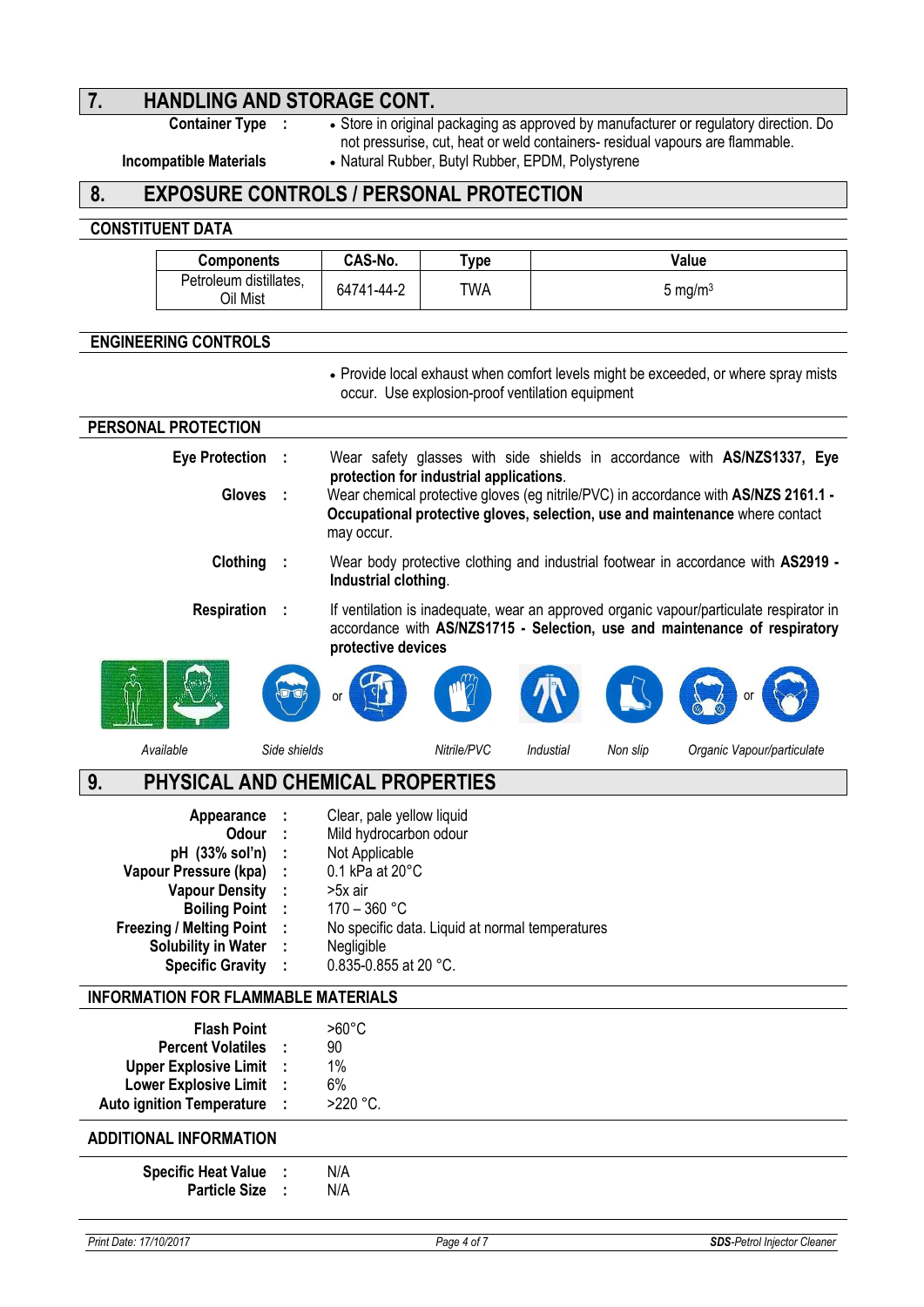## 7. HANDLING AND STORAGE CONT.

**Container Type** :
- Store in original packaging as approved by manufacturer or regulatory direction. Do not pressurise, cut, heat or weld containers- residual vapours are flammable.

**Incompatible Materials**
- Natural Rubber, Butyl Rubber, EPDM, Polystyrene

## 8. EXPOSURE CONTROLS / PERSONAL PROTECTION

### CONSTITUENT DATA

| Components | CAS-No. | Type | Value |
|---|---|---|---|
| Petroleum distillates, Oil Mist | 64741-44-2 | TWA | 5 mg/m$^3$ |

### ENGINEERING CONTROLS

- Provide local exhaust when comfort levels might be exceeded, or where spray mists occur. Use explosion-proof ventilation equipment

### PERSONAL PROTECTION

**Eye Protection** : Wear safety glasses with side shields in accordance with **AS/NZS1337, Eye protection for industrial applications**.

**Gloves** : Wear chemical protective gloves (eg nitrile/PVC) in accordance with **AS/NZS 2161.1 - Occupational protective gloves, selection, use and maintenance** where contact may occur.

**Clothing** : Wear body protective clothing and industrial footwear in accordance with **AS2919 - Industrial clothing**.

**Respiration** : If ventilation is inadequate, wear an approved organic vapour/particulate respirator in accordance with **AS/NZS1715 - Selection, use and maintenance of respiratory protective devices**

*Available* | *Side shields* or | *Nitrile/PVC* | *Indusrial* | *Non slip* | *Organic Vapour/particulate*

## 9. PHYSICAL AND CHEMICAL PROPERTIES

**Appearance** : Clear, pale yellow liquid
**Odour** : Mild hydrocarbon odour
**pH (33% sol'n)** : Not Applicable
**Vapour Pressure (kpa)** : 0.1 kPa at 20°C
**Vapour Density** : >5x air
**Boiling Point** : 170 – 360 °C
**Freezing / Melting Point** : No specific data. Liquid at normal temperatures
**Solubility in Water** : Negligible
**Specific Gravity** : 0.835-0.855 at 20 °C.

### INFORMATION FOR FLAMMABLE MATERIALS

**Flash Point** >60°C
**Percent Volatiles** : 90
**Upper Explosive Limit** : 1%
**Lower Explosive Limit** : 6%
**Auto ignition Temperature** : >220 °C.

### ADDITIONAL INFORMATION

**Specific Heat Value** : N/A
**Particle Size** : N/A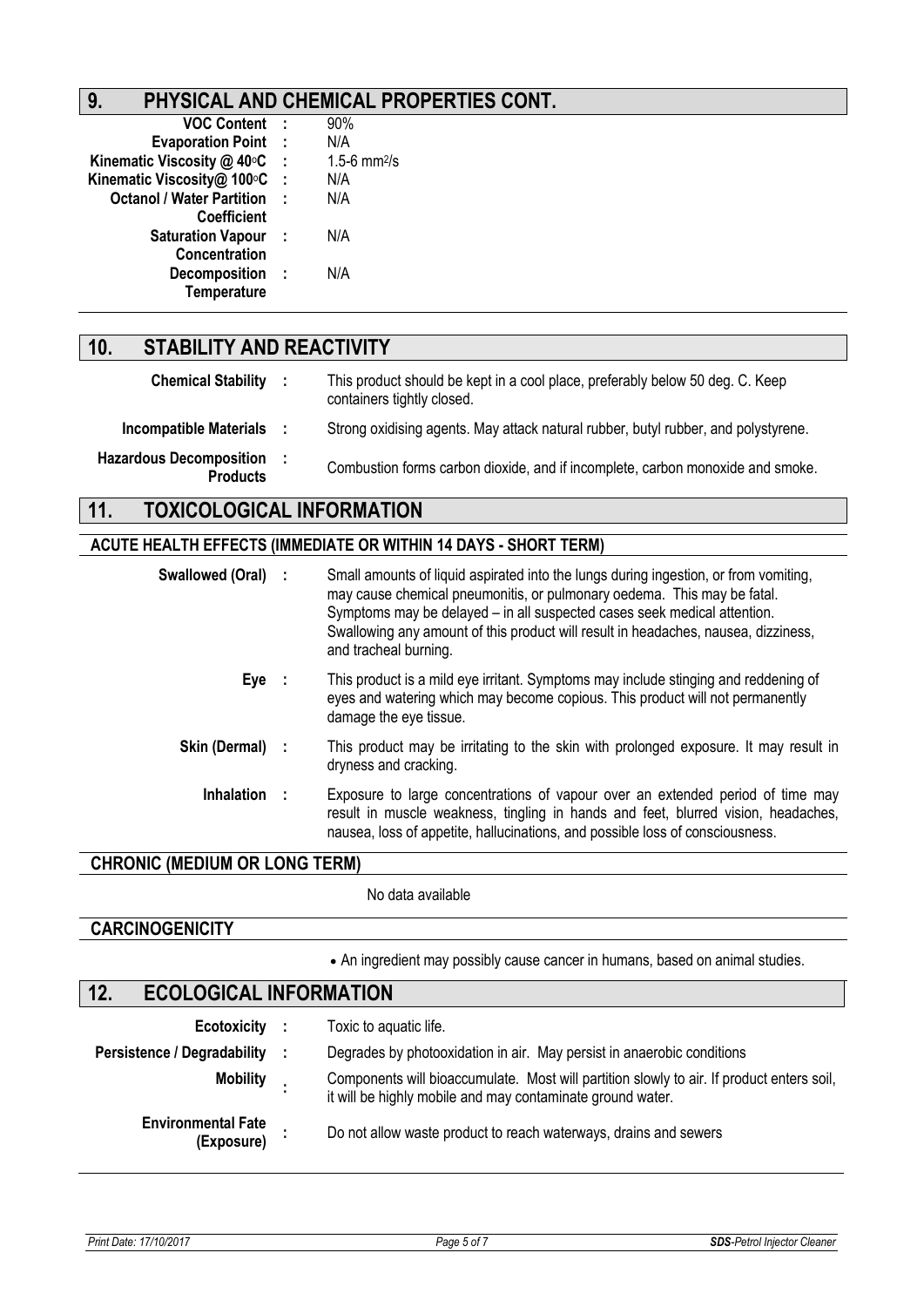## 9. PHYSICAL AND CHEMICAL PROPERTIES CONT.

| | | |
|---|---|---|
| **VOC Content** | : | 90% |
| **Evaporation Point** | : | N/A |
| **Kinematic Viscosity @ 40°C** | : | 1.5-6 $mm^2/s$ |
| **Kinematic Viscosity@ 100°C** | : | N/A |
| **Octanol / Water Partition Coefficient** | : | N/A |
| **Saturation Vapour Concentration** | : | N/A |
| **Decomposition Temperature** | : | N/A |

## 10. STABILITY AND REACTIVITY

| | | |
|---|---|---|
| **Chemical Stability** | : | This product should be kept in a cool place, preferably below 50 deg. C. Keep containers tightly closed. |
| **Incompatible Materials** | : | Strong oxidising agents. May attack natural rubber, butyl rubber, and polystyrene. |
| **Hazardous Decomposition Products** | : | Combustion forms carbon dioxide, and if incomplete, carbon monoxide and smoke. |

## 11. TOXICOLOGICAL INFORMATION

### ACUTE HEALTH EFFECTS (IMMEDIATE OR WITHIN 14 DAYS - SHORT TERM)

| | | |
|---|---|---|
| **Swallowed (Oral)** | : | Small amounts of liquid aspirated into the lungs during ingestion, or from vomiting, may cause chemical pneumonitis, or pulmonary oedema. This may be fatal. Symptoms may be delayed – in all suspected cases seek medical attention. Swallowing any amount of this product will result in headaches, nausea, dizziness, and tracheal burning. |
| **Eye** | : | This product is a mild eye irritant. Symptoms may include stinging and reddening of eyes and watering which may become copious. This product will not permanently damage the eye tissue. |
| **Skin (Dermal)** | : | This product may be irritating to the skin with prolonged exposure. It may result in dryness and cracking. |
| **Inhalation** | : | Exposure to large concentrations of vapour over an extended period of time may result in muscle weakness, tingling in hands and feet, blurred vision, headaches, nausea, loss of appetite, hallucinations, and possible loss of consciousness. |

### CHRONIC (MEDIUM OR LONG TERM)

No data available

### CARCINOGENICITY

- An ingredient may possibly cause cancer in humans, based on animal studies.

## 12. ECOLOGICAL INFORMATION

| | | |
|---|---|---|
| **Ecotoxicity** | : | Toxic to aquatic life. |
| **Persistence / Degradability** | : | Degrades by photooxidation in air. May persist in anaerobic conditions |
| **Mobility** | : | Components will bioaccumulate. Most will partition slowly to air. If product enters soil, it will be highly mobile and may contaminate ground water. |
| **Environmental Fate (Exposure)** | : | Do not allow waste product to reach waterways, drains and sewers |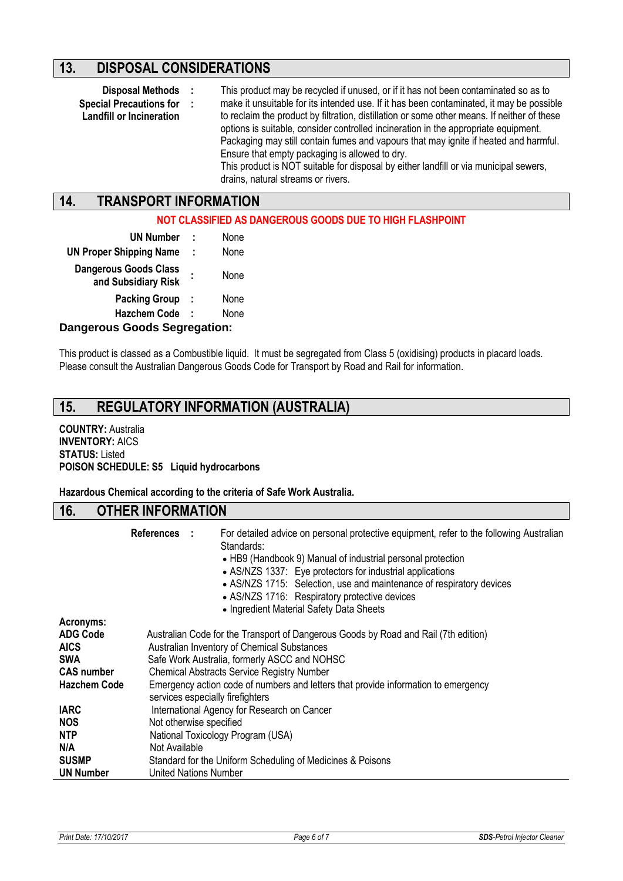## 13. DISPOSAL CONSIDERATIONS

| | |
|---|---|
| **Disposal Methods :** **Special Precautions for Landfill or Incineration :** | This product may be recycled if unused, or if it has not been contaminated so as to make it unsuitable for its intended use. If it has been contaminated, it may be possible to reclaim the product by filtration, distillation or some other means. If neither of these options is suitable, consider controlled incineration in the appropriate equipment. Packaging may still contain fumes and vapours that may ignite if heated and harmful. Ensure that empty packaging is allowed to dry. This product is NOT suitable for disposal by either landfill or via municipal sewers, drains, natural streams or rivers. |

## 14. TRANSPORT INFORMATION

**NOT CLASSIFIED AS DANGEROUS GOODS DUE TO HIGH FLASHPOINT**

| | |
|---|---|
| **UN Number :** | None |
| **UN Proper Shipping Name :** | None |
| **Dangerous Goods Class and Subsidiary Risk :** | None |
| **Packing Group :** | None |
| **Hazchem Code :** | None |

**Dangerous Goods Segregation:**

This product is classed as a Combustible liquid. It must be segregated from Class 5 (oxidising) products in placard loads. Please consult the Australian Dangerous Goods Code for Transport by Road and Rail for information.

## 15. REGULATORY INFORMATION (AUSTRALIA)

**COUNTRY:** Australia
**INVENTORY:** AICS
**STATUS:** Listed
**POISON SCHEDULE: S5 Liquid hydrocarbons**

**Hazardous Chemical according to the criteria of Safe Work Australia.**

## 16. OTHER INFORMATION

**References :** For detailed advice on personal protective equipment, refer to the following Australian Standards:

- HB9 (Handbook 9) Manual of industrial personal protection
- AS/NZS 1337: Eye protectors for industrial applications
- AS/NZS 1715: Selection, use and maintenance of respiratory devices
- AS/NZS 1716: Respiratory protective devices
- Ingredient Material Safety Data Sheets

**Acronyms:**

| | |
|---|---|
| **ADG Code** | Australian Code for the Transport of Dangerous Goods by Road and Rail (7th edition) |
| **AICS** | Australian Inventory of Chemical Substances |
| **SWA** | Safe Work Australia, formerly ASCC and NOHSC |
| **CAS number** | Chemical Abstracts Service Registry Number |
| **Hazchem Code** | Emergency action code of numbers and letters that provide information to emergency services especially firefighters |
| **IARC** | International Agency for Research on Cancer |
| **NOS** | Not otherwise specified |
| **NTP** | National Toxicology Program (USA) |
| **N/A** | Not Available |
| **SUSMP** | Standard for the Uniform Scheduling of Medicines & Poisons |
| **UN Number** | United Nations Number |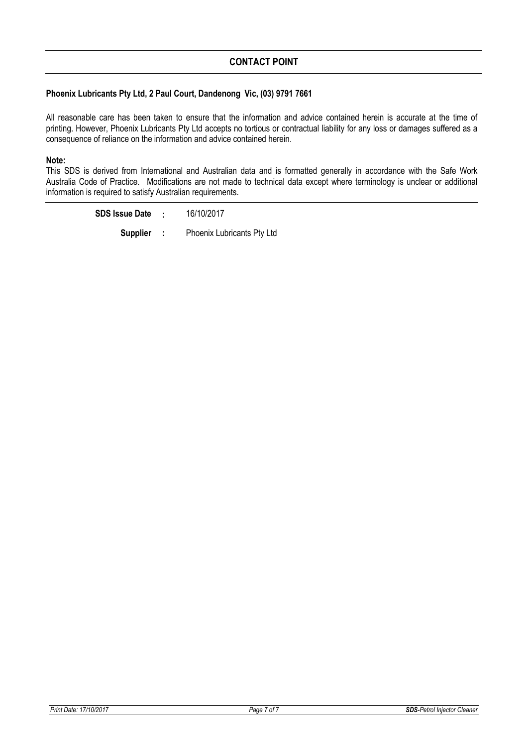## CONTACT POINT

**Phoenix Lubricants Pty Ltd, 2 Paul Court, Dandenong Vic, (03) 9791 7661**

All reasonable care has been taken to ensure that the information and advice contained herein is accurate at the time of printing. However, Phoenix Lubricants Pty Ltd accepts no tortious or contractual liability for any loss or damages suffered as a consequence of reliance on the information and advice contained herein.

**Note:**
This SDS is derived from International and Australian data and is formatted generally in accordance with the Safe Work Australia Code of Practice. Modifications are not made to technical data except where terminology is unclear or additional information is required to satisfy Australian requirements.

**SDS Issue Date :** 16/10/2017

**Supplier :** Phoenix Lubricants Pty Ltd